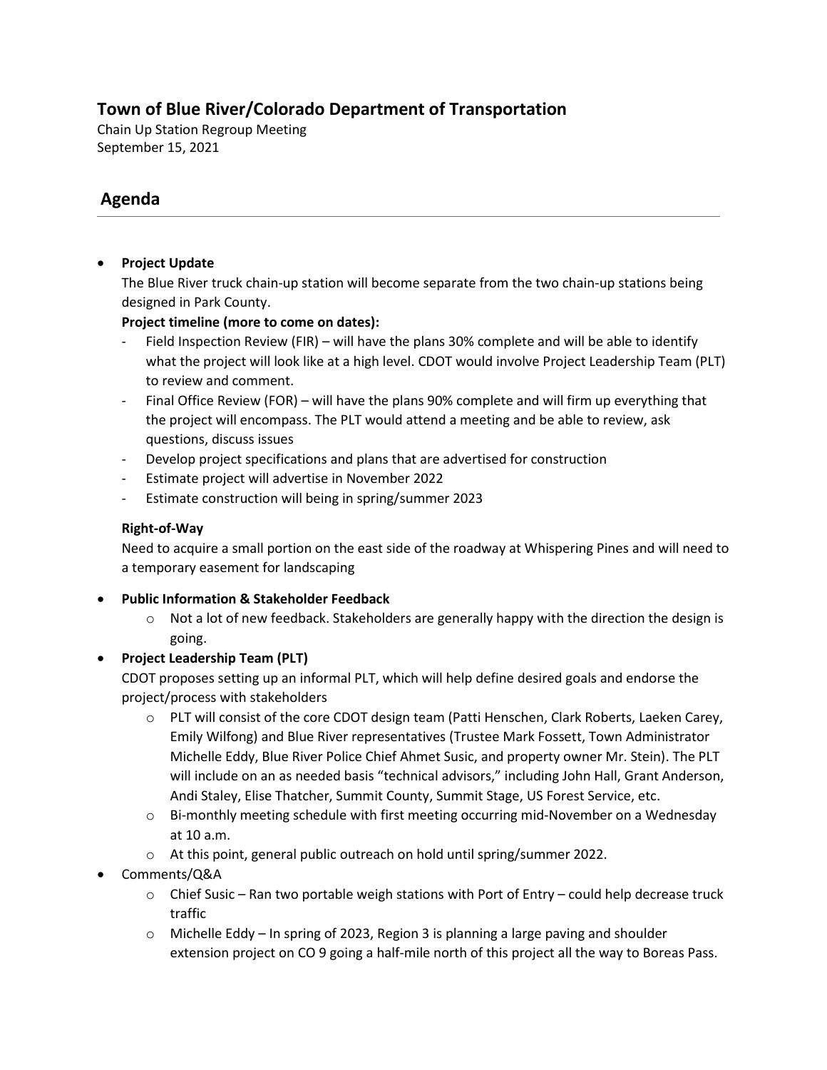## Town of Blue River/Colorado Department of Transportation

Chain Up Station Regroup Meeting
September 15, 2021

## Agenda

- **Project Update**

  The Blue River truck chain-up station will become separate from the two chain-up stations being designed in Park County.

  **Project timeline (more to come on dates):**

  - Field Inspection Review (FIR) – will have the plans 30% complete and will be able to identify what the project will look like at a high level. CDOT would involve Project Leadership Team (PLT) to review and comment.
  - Final Office Review (FOR) – will have the plans 90% complete and will firm up everything that the project will encompass. The PLT would attend a meeting and be able to review, ask questions, discuss issues
  - Develop project specifications and plans that are advertised for construction
  - Estimate project will advertise in November 2022
  - Estimate construction will being in spring/summer 2023

  **Right-of-Way**

  Need to acquire a small portion on the east side of the roadway at Whispering Pines and will need to a temporary easement for landscaping

- **Public Information & Stakeholder Feedback**
  - Not a lot of new feedback. Stakeholders are generally happy with the direction the design is going.
- **Project Leadership Team (PLT)**

  CDOT proposes setting up an informal PLT, which will help define desired goals and endorse the project/process with stakeholders

  - PLT will consist of the core CDOT design team (Patti Henschen, Clark Roberts, Laeken Carey, Emily Wilfong) and Blue River representatives (Trustee Mark Fossett, Town Administrator Michelle Eddy, Blue River Police Chief Ahmet Susic, and property owner Mr. Stein). The PLT will include on an as needed basis "technical advisors," including John Hall, Grant Anderson, Andi Staley, Elise Thatcher, Summit County, Summit Stage, US Forest Service, etc.
  - Bi-monthly meeting schedule with first meeting occurring mid-November on a Wednesday at 10 a.m.
  - At this point, general public outreach on hold until spring/summer 2022.
- Comments/Q&A
  - Chief Susic – Ran two portable weigh stations with Port of Entry – could help decrease truck traffic
  - Michelle Eddy – In spring of 2023, Region 3 is planning a large paving and shoulder extension project on CO 9 going a half-mile north of this project all the way to Boreas Pass.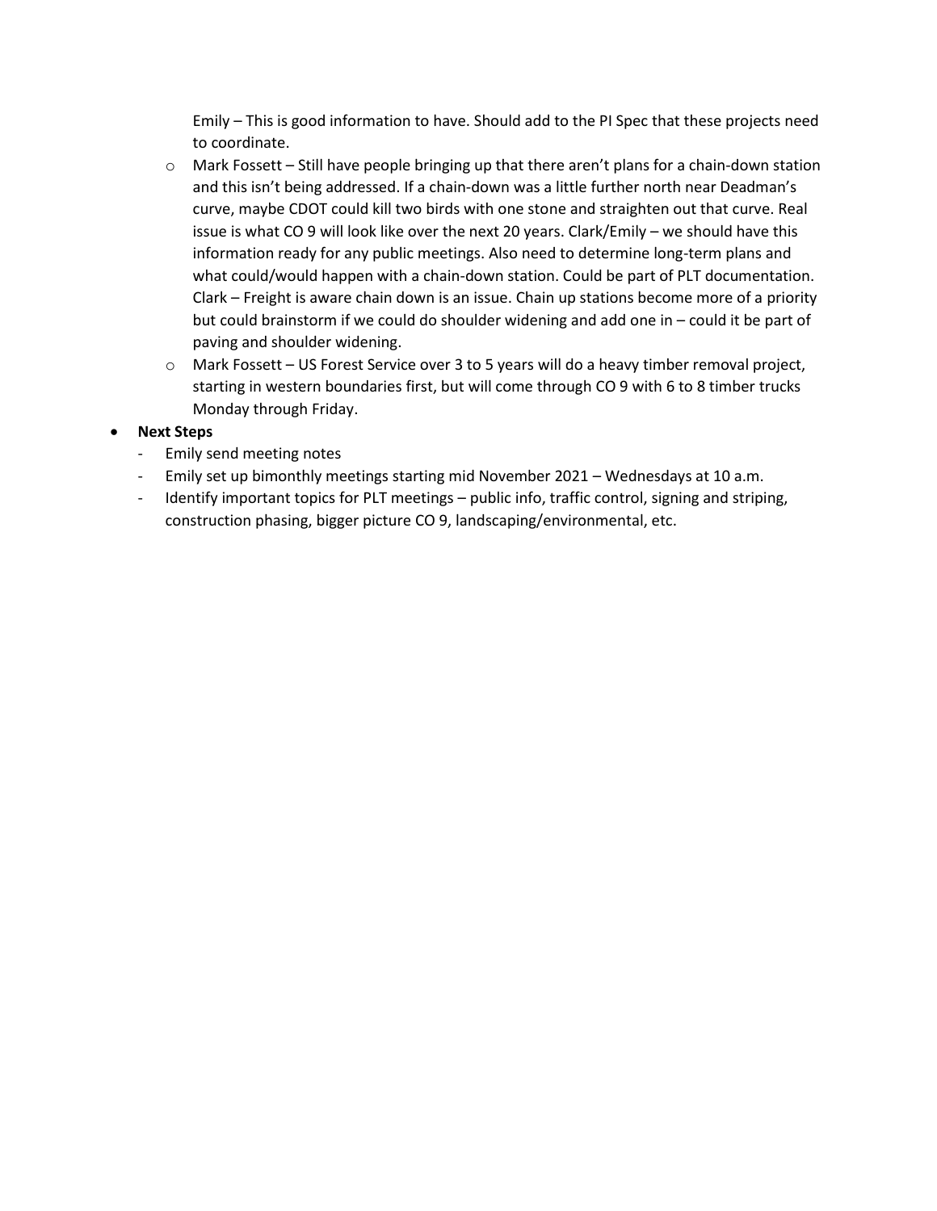Emily – This is good information to have. Should add to the PI Spec that these projects need to coordinate.

- Mark Fossett – Still have people bringing up that there aren't plans for a chain-down station and this isn't being addressed. If a chain-down was a little further north near Deadman's curve, maybe CDOT could kill two birds with one stone and straighten out that curve. Real issue is what CO 9 will look like over the next 20 years. Clark/Emily – we should have this information ready for any public meetings. Also need to determine long-term plans and what could/would happen with a chain-down station. Could be part of PLT documentation. Clark – Freight is aware chain down is an issue. Chain up stations become more of a priority but could brainstorm if we could do shoulder widening and add one in – could it be part of paving and shoulder widening.
- Mark Fossett – US Forest Service over 3 to 5 years will do a heavy timber removal project, starting in western boundaries first, but will come through CO 9 with 6 to 8 timber trucks Monday through Friday.

- **Next Steps**
  - Emily send meeting notes
  - Emily set up bimonthly meetings starting mid November 2021 – Wednesdays at 10 a.m.
  - Identify important topics for PLT meetings – public info, traffic control, signing and striping, construction phasing, bigger picture CO 9, landscaping/environmental, etc.